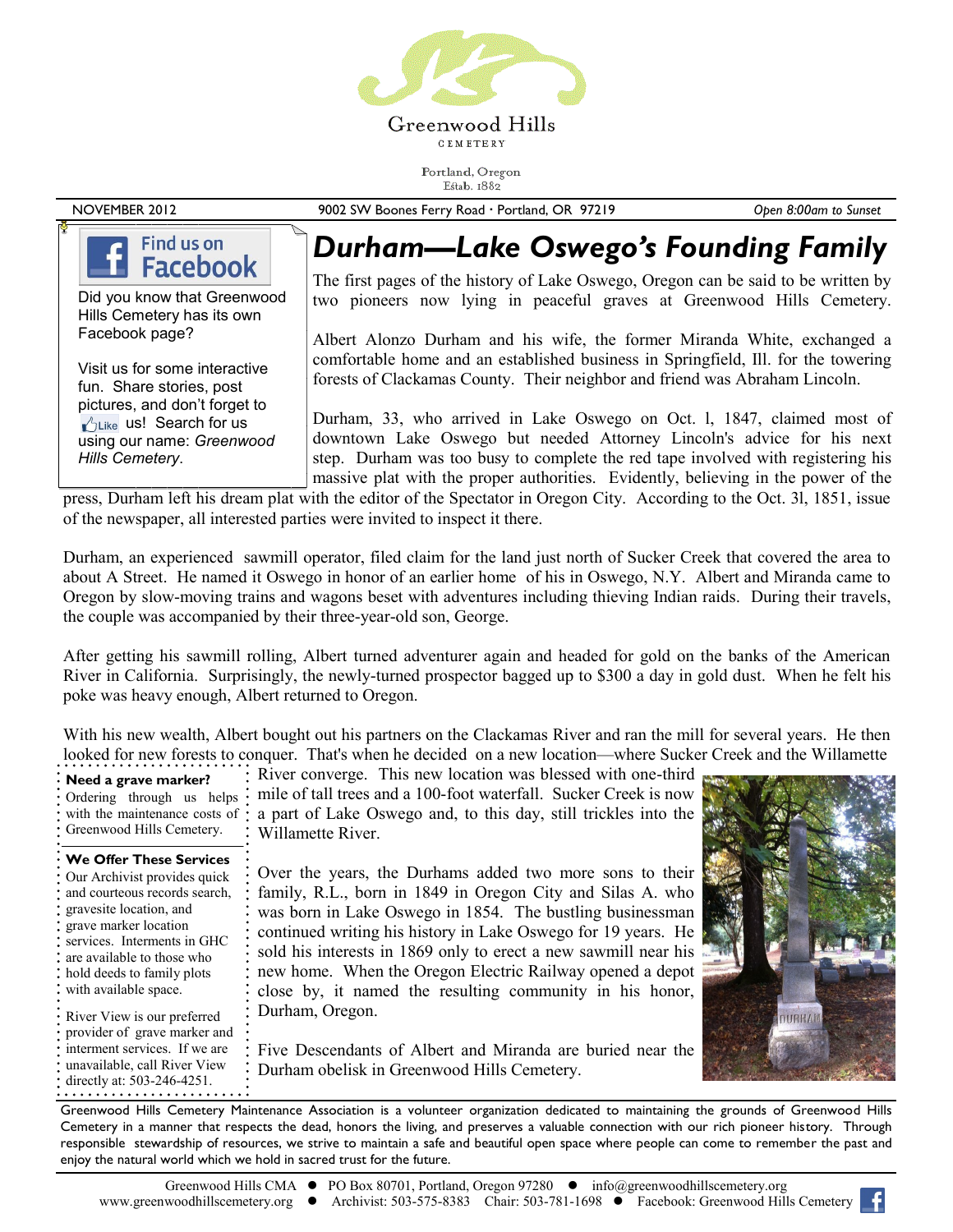Greenwood Hills

CEMETERY

Portland, Oregon
Estab. 1882

NOVEMBER 2012 | 9002 SW Boones Ferry Road · Portland, OR 97219 | *Open 8:00am to Sunset*

**Find us on Facebook**

Did you know that Greenwood Hills Cemetery has its own Facebook page?

Visit us for some interactive fun. Share stories, post pictures, and don't forget to Like us! Search for us using our name: *Greenwood Hills Cemetery*.

# *Durham—Lake Oswego's Founding Family*

The first pages of the history of Lake Oswego, Oregon can be said to be written by two pioneers now lying in peaceful graves at Greenwood Hills Cemetery.

Albert Alonzo Durham and his wife, the former Miranda White, exchanged a comfortable home and an established business in Springfield, Ill. for the towering forests of Clackamas County. Their neighbor and friend was Abraham Lincoln.

Durham, 33, who arrived in Lake Oswego on Oct. l, 1847, claimed most of downtown Lake Oswego but needed Attorney Lincoln's advice for his next step. Durham was too busy to complete the red tape involved with registering his massive plat with the proper authorities. Evidently, believing in the power of the press, Durham left his dream plat with the editor of the Spectator in Oregon City. According to the Oct. 3l, 1851, issue of the newspaper, all interested parties were invited to inspect it there.

Durham, an experienced sawmill operator, filed claim for the land just north of Sucker Creek that covered the area to about A Street. He named it Oswego in honor of an earlier home of his in Oswego, N.Y. Albert and Miranda came to Oregon by slow-moving trains and wagons beset with adventures including thieving Indian raids. During their travels, the couple was accompanied by their three-year-old son, George.

After getting his sawmill rolling, Albert turned adventurer again and headed for gold on the banks of the American River in California. Surprisingly, the newly-turned prospector bagged up to $300 a day in gold dust. When he felt his poke was heavy enough, Albert returned to Oregon.

With his new wealth, Albert bought out his partners on the Clackamas River and ran the mill for several years. He then looked for new forests to conquer. That's when he decided on a new location—where Sucker Creek and the Willamette River converge. This new location was blessed with one-third mile of tall trees and a 100-foot waterfall. Sucker Creek is now a part of Lake Oswego and, to this day, still trickles into the Willamette River.

Over the years, the Durhams added two more sons to their family, R.L., born in 1849 in Oregon City and Silas A. who was born in Lake Oswego in 1854. The bustling businessman continued writing his history in Lake Oswego for 19 years. He sold his interests in 1869 only to erect a new sawmill near his new home. When the Oregon Electric Railway opened a depot close by, it named the resulting community in his honor, Durham, Oregon.

Five Descendants of Albert and Miranda are buried near the Durham obelisk in Greenwood Hills Cemetery.

**Need a grave marker?**
Ordering through us helps with the maintenance costs of Greenwood Hills Cemetery.

**We Offer These Services**
Our Archivist provides quick and courteous records search, gravesite location, and grave marker location services. Interments in GHC are available to those who hold deeds to family plots with available space.

River View is our preferred provider of grave marker and interment services. If we are unavailable, call River View directly at: 503-246-4251.

Greenwood Hills Cemetery Maintenance Association is a volunteer organization dedicated to maintaining the grounds of Greenwood Hills Cemetery in a manner that respects the dead, honors the living, and preserves a valuable connection with our rich pioneer history. Through responsible stewardship of resources, we strive to maintain a safe and beautiful open space where people can come to remember the past and enjoy the natural world which we hold in sacred trust for the future.

Greenwood Hills CMA ● PO Box 80701, Portland, Oregon 97280 ● info@greenwoodhillscemetery.org
www.greenwoodhillscemetery.org ● Archivist: 503-575-8383 Chair: 503-781-1698 ● Facebook: Greenwood Hills Cemetery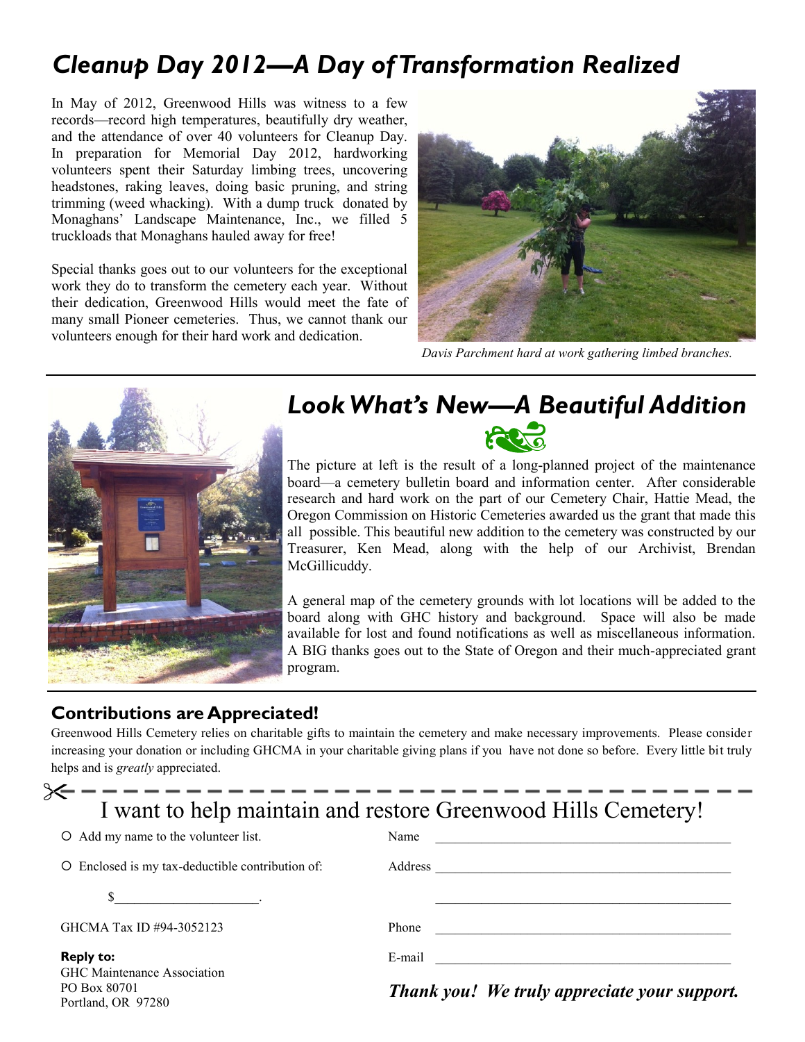# *Cleanup Day 2012—A Day of Transformation Realized*

In May of 2012, Greenwood Hills was witness to a few records—record high temperatures, beautifully dry weather, and the attendance of over 40 volunteers for Cleanup Day. In preparation for Memorial Day 2012, hardworking volunteers spent their Saturday limbing trees, uncovering headstones, raking leaves, doing basic pruning, and string trimming (weed whacking). With a dump truck donated by Monaghans' Landscape Maintenance, Inc., we filled 5 truckloads that Monaghans hauled away for free!

Special thanks goes out to our volunteers for the exceptional work they do to transform the cemetery each year. Without their dedication, Greenwood Hills would meet the fate of many small Pioneer cemeteries. Thus, we cannot thank our volunteers enough for their hard work and dedication.

*Davis Parchment hard at work gathering limbed branches.*

# *Look What's New—A Beautiful Addition*

The picture at left is the result of a long-planned project of the maintenance board—a cemetery bulletin board and information center. After considerable research and hard work on the part of our Cemetery Chair, Hattie Mead, the Oregon Commission on Historic Cemeteries awarded us the grant that made this all possible. This beautiful new addition to the cemetery was constructed by our Treasurer, Ken Mead, along with the help of our Archivist, Brendan McGillicuddy.

A general map of the cemetery grounds with lot locations will be added to the board along with GHC history and background. Space will also be made available for lost and found notifications as well as miscellaneous information. A BIG thanks goes out to the State of Oregon and their much-appreciated grant program.

## Contributions are Appreciated!

Greenwood Hills Cemetery relies on charitable gifts to maintain the cemetery and make necessary improvements. Please consider increasing your donation or including GHCMA in your charitable giving plans if you have not done so before. Every little bit truly helps and is *greatly* appreciated.

---

## I want to help maintain and restore Greenwood Hills Cemetery!

○ Add my name to the volunteer list.

○ Enclosed is my tax-deductible contribution of:

$_____________________.

GHCMA Tax ID #94-3052123

**Reply to:**
GHC Maintenance Association
PO Box 80701
Portland, OR 97280

Name ____________________________________________

Address __________________________________________

_________________________________________________

Phone ___________________________________________

E-mail ___________________________________________

***Thank you! We truly appreciate your support.***